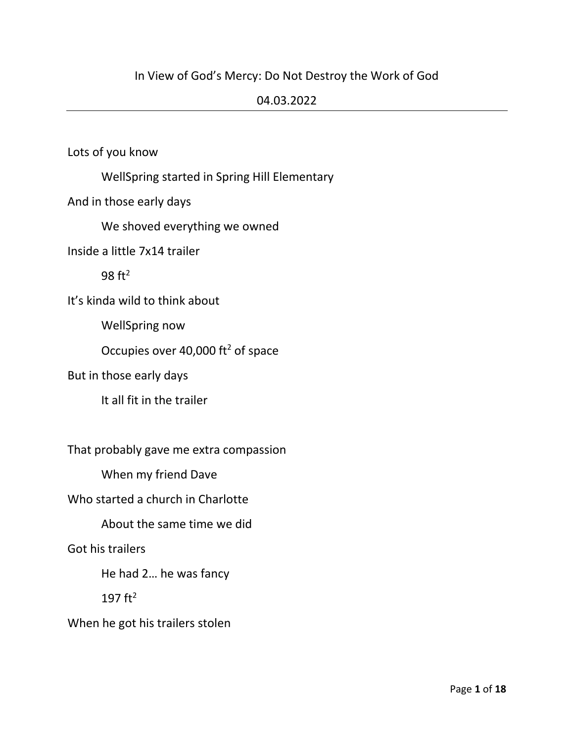# In View of God's Mercy: Do Not Destroy the Work of God

04.03.2022

---

Lots of you know

    WellSpring started in Spring Hill Elementary

And in those early days

    We shoved everything we owned

Inside a little 7x14 trailer

    98 $ft^2$

It's kinda wild to think about

    WellSpring now

    Occupies over 40,000 $ft^2$ of space

But in those early days

    It all fit in the trailer

That probably gave me extra compassion

    When my friend Dave

Who started a church in Charlotte

    About the same time we did

Got his trailers

    He had 2… he was fancy

    197 $ft^2$

When he got his trailers stolen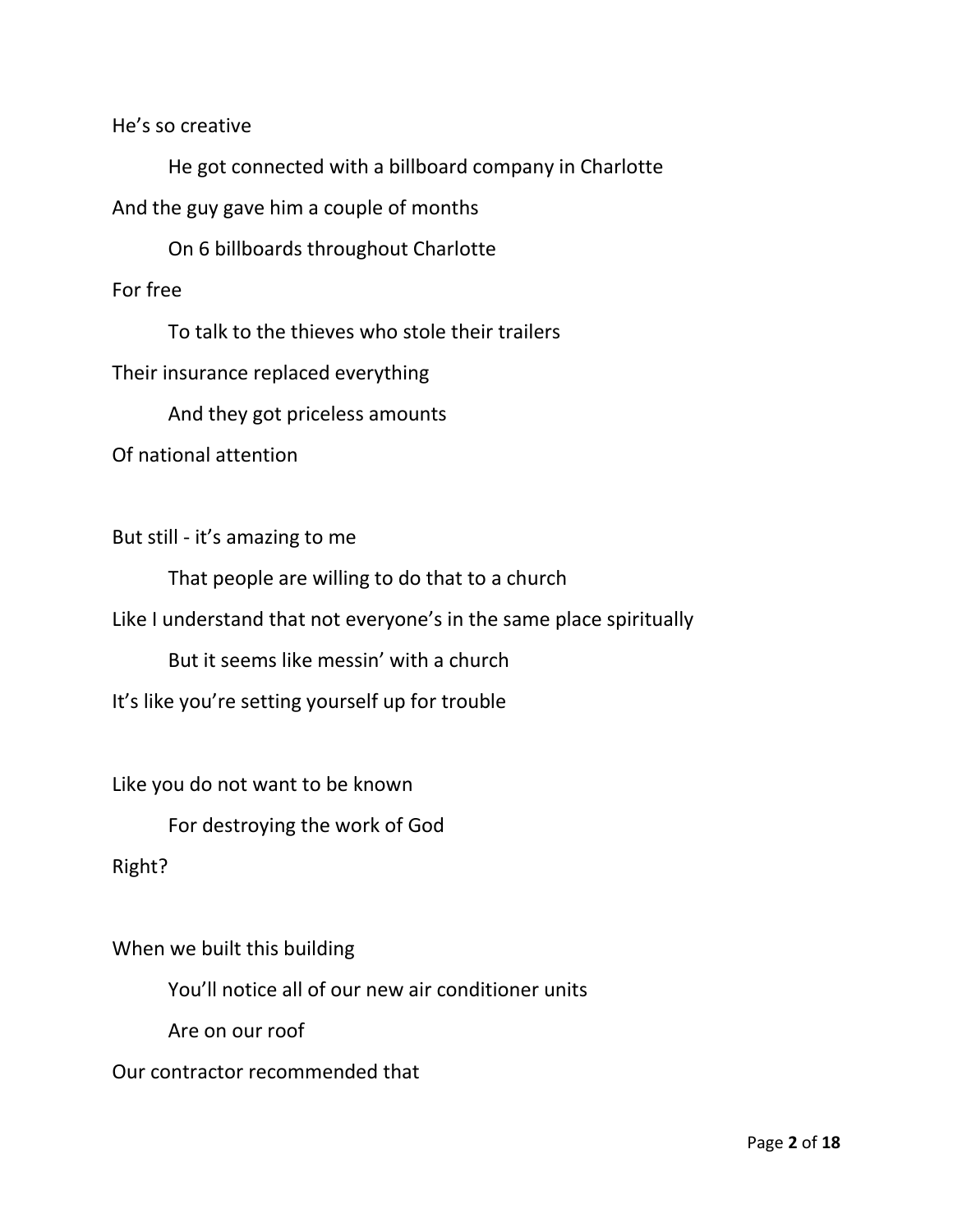He's so creative

He got connected with a billboard company in Charlotte

And the guy gave him a couple of months

On 6 billboards throughout Charlotte

For free

To talk to the thieves who stole their trailers

Their insurance replaced everything

And they got priceless amounts

Of national attention

But still - it's amazing to me

That people are willing to do that to a church

Like I understand that not everyone's in the same place spiritually

But it seems like messin' with a church

It's like you're setting yourself up for trouble

Like you do not want to be known

For destroying the work of God

Right?

When we built this building

You'll notice all of our new air conditioner units

Are on our roof

Our contractor recommended that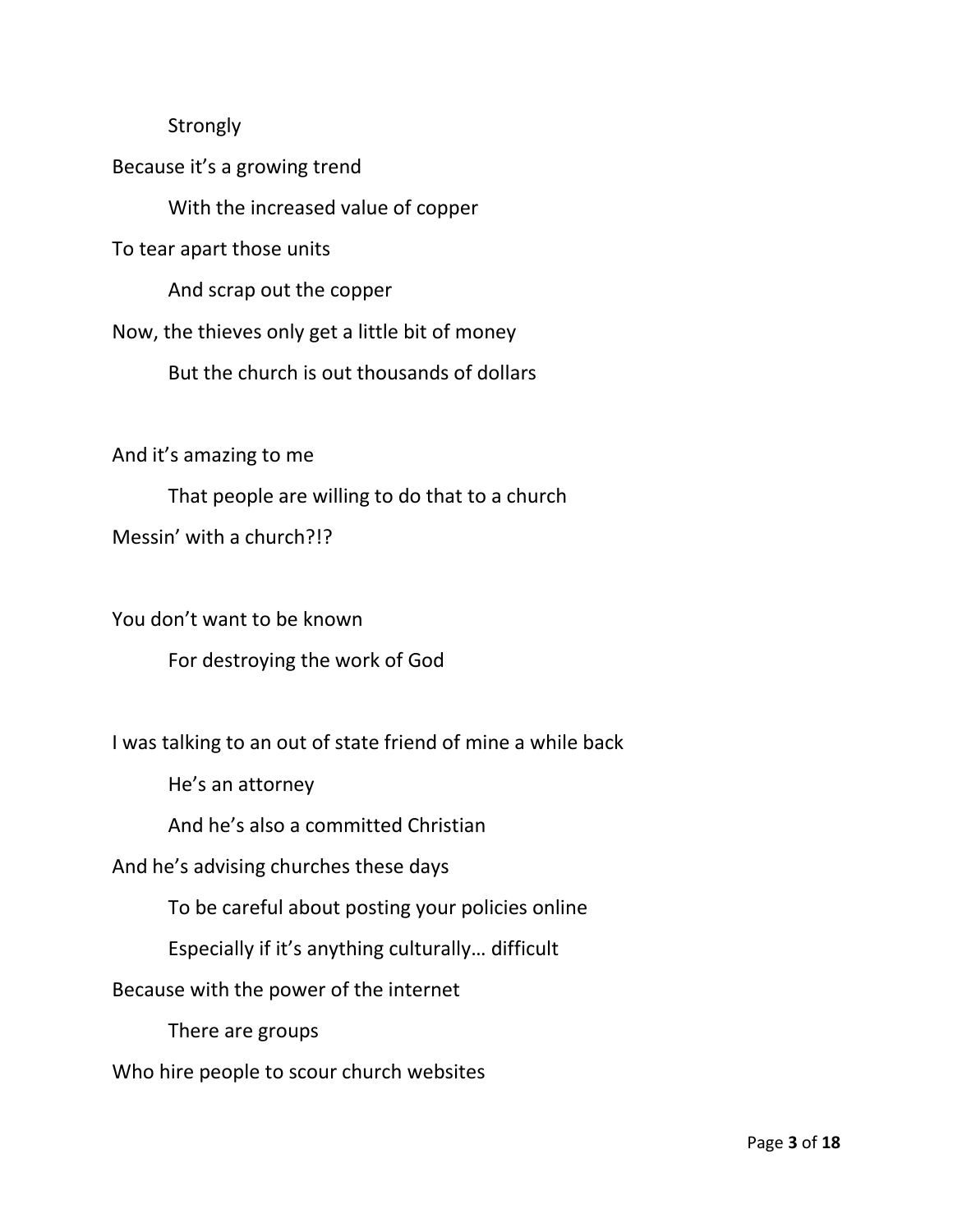Strongly

Because it's a growing trend

With the increased value of copper

To tear apart those units

And scrap out the copper

Now, the thieves only get a little bit of money

But the church is out thousands of dollars

And it's amazing to me

That people are willing to do that to a church

Messin' with a church?!?

You don't want to be known

For destroying the work of God

I was talking to an out of state friend of mine a while back

He's an attorney

And he's also a committed Christian

And he's advising churches these days

To be careful about posting your policies online

Especially if it's anything culturally… difficult

Because with the power of the internet

There are groups

Who hire people to scour church websites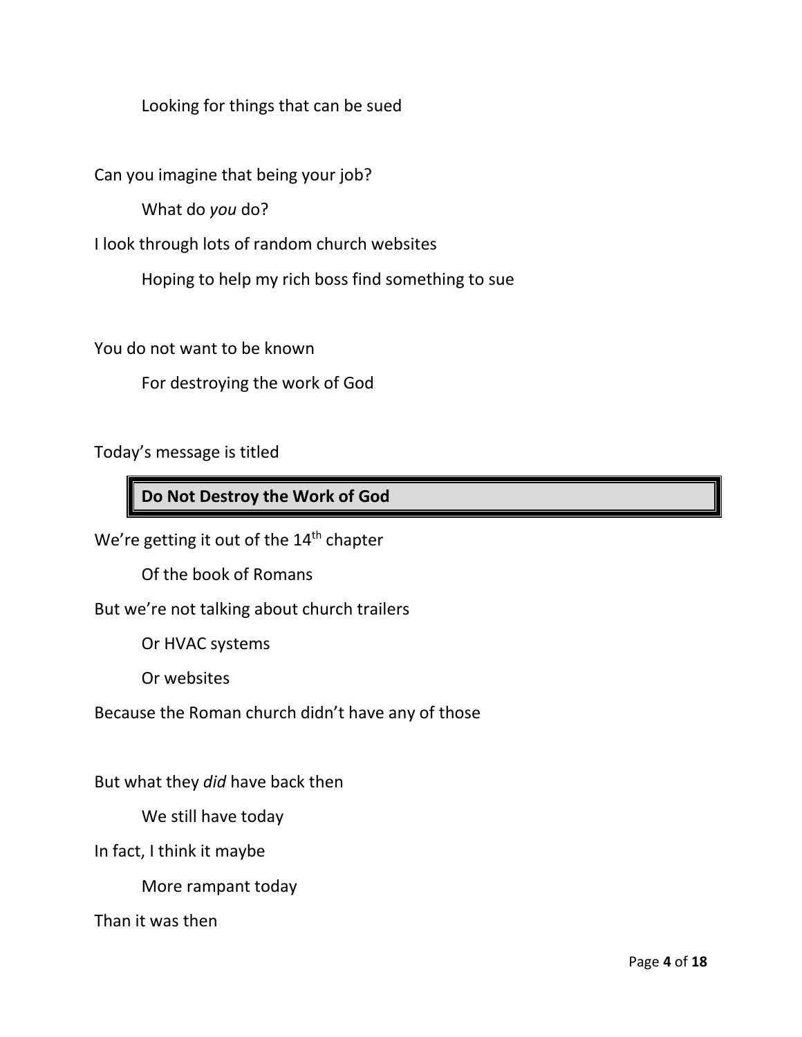Looking for things that can be sued

Can you imagine that being your job?

What do *you* do?

I look through lots of random church websites

Hoping to help my rich boss find something to sue

You do not want to be known

For destroying the work of God

Today's message is titled

**Do Not Destroy the Work of God**

We're getting it out of the 14th chapter

Of the book of Romans

But we're not talking about church trailers

Or HVAC systems

Or websites

Because the Roman church didn't have any of those

But what they *did* have back then

We still have today

In fact, I think it maybe

More rampant today

Than it was then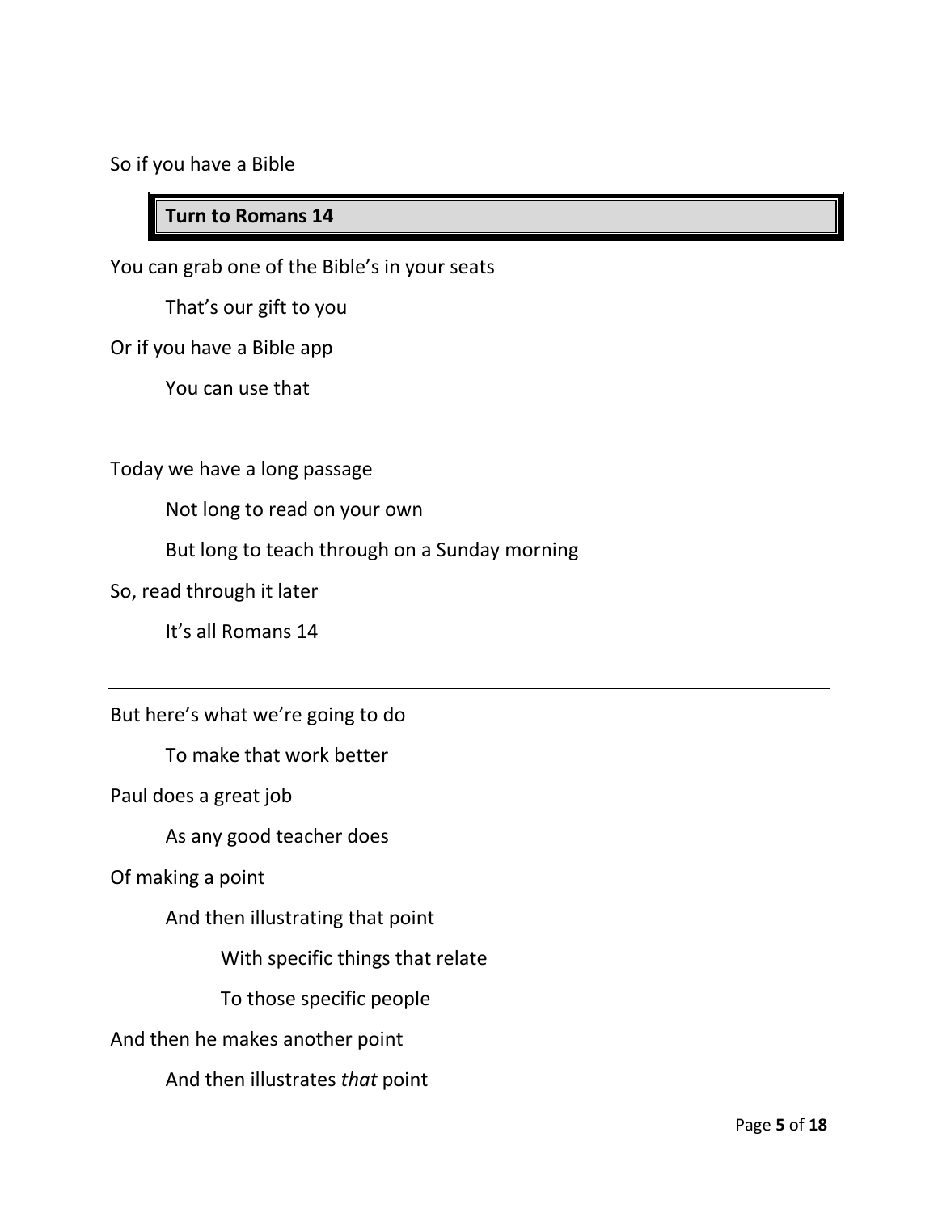So if you have a Bible

> **Turn to Romans 14**

You can grab one of the Bible's in your seats

    That's our gift to you

Or if you have a Bible app

    You can use that

Today we have a long passage

    Not long to read on your own

    But long to teach through on a Sunday morning

So, read through it later

    It's all Romans 14

---

But here's what we're going to do

    To make that work better

Paul does a great job

    As any good teacher does

Of making a point

    And then illustrating that point

        With specific things that relate

        To those specific people

And then he makes another point

    And then illustrates *that* point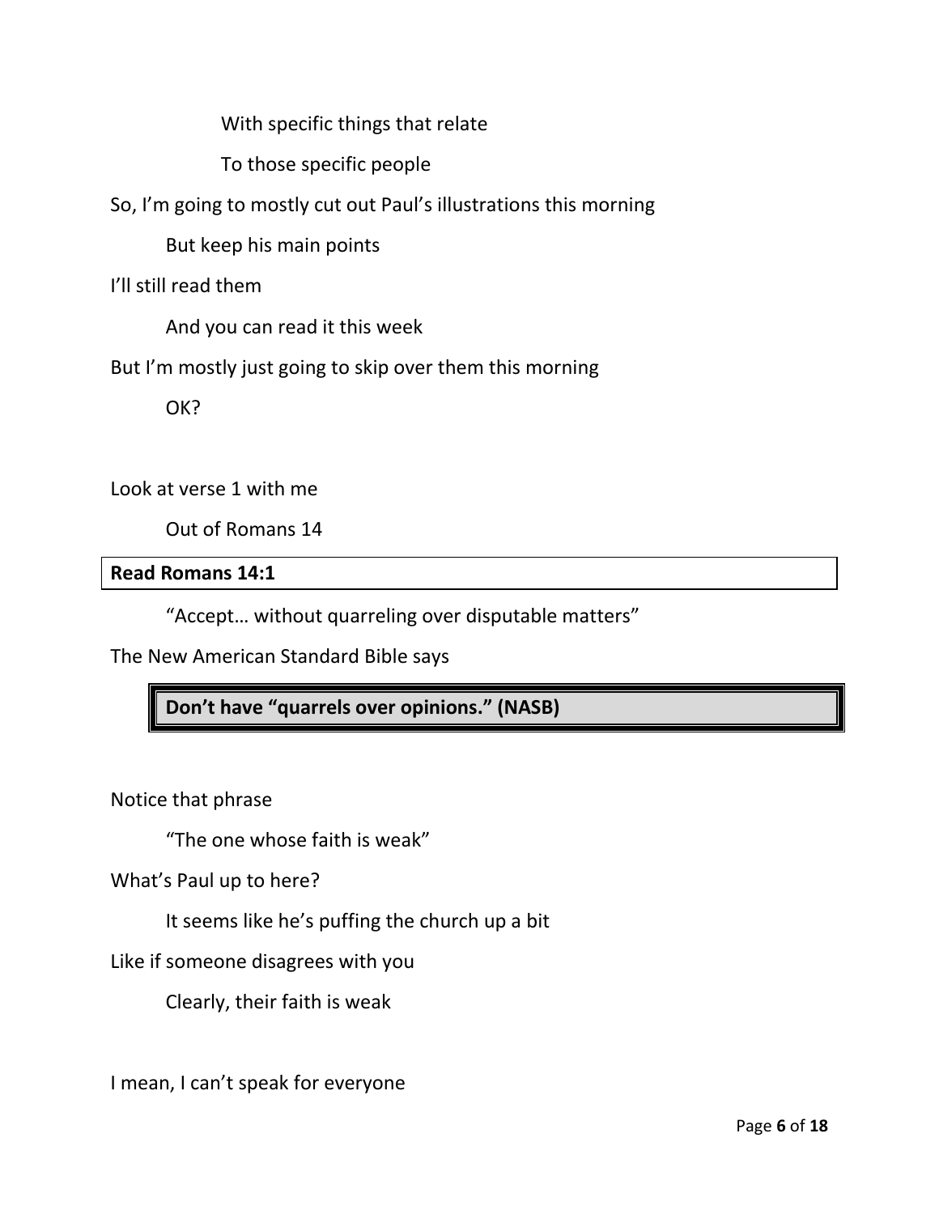With specific things that relate

To those specific people

So, I'm going to mostly cut out Paul's illustrations this morning

But keep his main points

I'll still read them

And you can read it this week

But I'm mostly just going to skip over them this morning

OK?

Look at verse 1 with me

Out of Romans 14

**Read Romans 14:1**

"Accept… without quarreling over disputable matters"

The New American Standard Bible says

**Don't have "quarrels over opinions." (NASB)**

Notice that phrase

"The one whose faith is weak"

What's Paul up to here?

It seems like he's puffing the church up a bit

Like if someone disagrees with you

Clearly, their faith is weak

I mean, I can't speak for everyone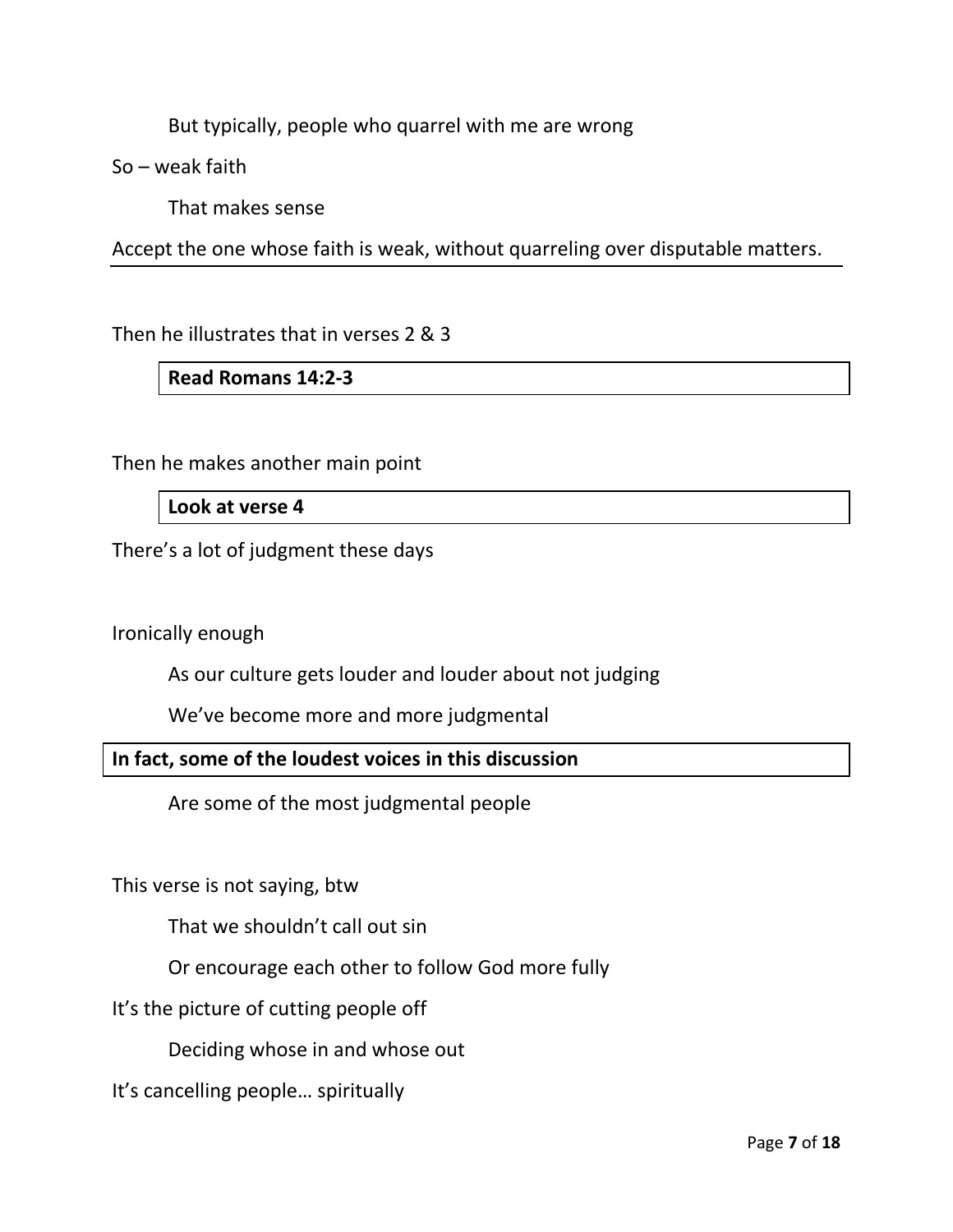But typically, people who quarrel with me are wrong

So – weak faith

That makes sense

Accept the one whose faith is weak, without quarreling over disputable matters.

Then he illustrates that in verses 2 & 3

**Read Romans 14:2-3**

Then he makes another main point

**Look at verse 4**

There's a lot of judgment these days

Ironically enough

As our culture gets louder and louder about not judging

We've become more and more judgmental

**In fact, some of the loudest voices in this discussion**

Are some of the most judgmental people

This verse is not saying, btw

That we shouldn't call out sin

Or encourage each other to follow God more fully

It's the picture of cutting people off

Deciding whose in and whose out

It's cancelling people… spiritually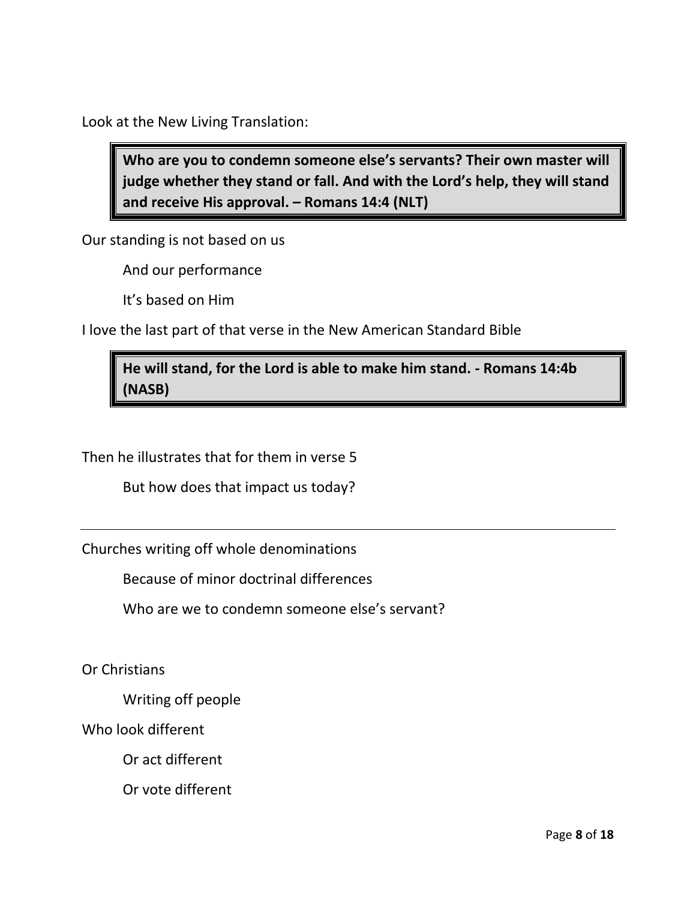Look at the New Living Translation:

> **Who are you to condemn someone else's servants? Their own master will judge whether they stand or fall. And with the Lord's help, they will stand and receive His approval. – Romans 14:4 (NLT)**

Our standing is not based on us

And our performance

It's based on Him

I love the last part of that verse in the New American Standard Bible

> **He will stand, for the Lord is able to make him stand. - Romans 14:4b (NASB)**

Then he illustrates that for them in verse 5

But how does that impact us today?

---

Churches writing off whole denominations

Because of minor doctrinal differences

Who are we to condemn someone else's servant?

Or Christians

Writing off people

Who look different

Or act different

Or vote different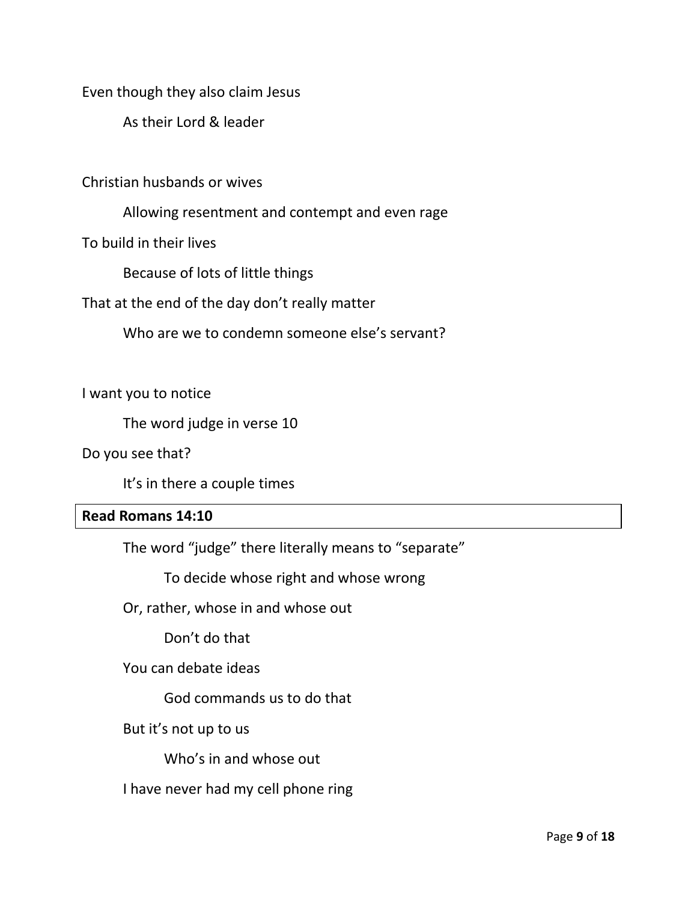Even though they also claim Jesus

As their Lord & leader

Christian husbands or wives

Allowing resentment and contempt and even rage

To build in their lives

Because of lots of little things

That at the end of the day don't really matter

Who are we to condemn someone else's servant?

I want you to notice

The word judge in verse 10

Do you see that?

It's in there a couple times

| **Read Romans 14:10** |
|---|

The word "judge" there literally means to "separate"

To decide whose right and whose wrong

Or, rather, whose in and whose out

Don't do that

You can debate ideas

God commands us to do that

But it's not up to us

Who's in and whose out

I have never had my cell phone ring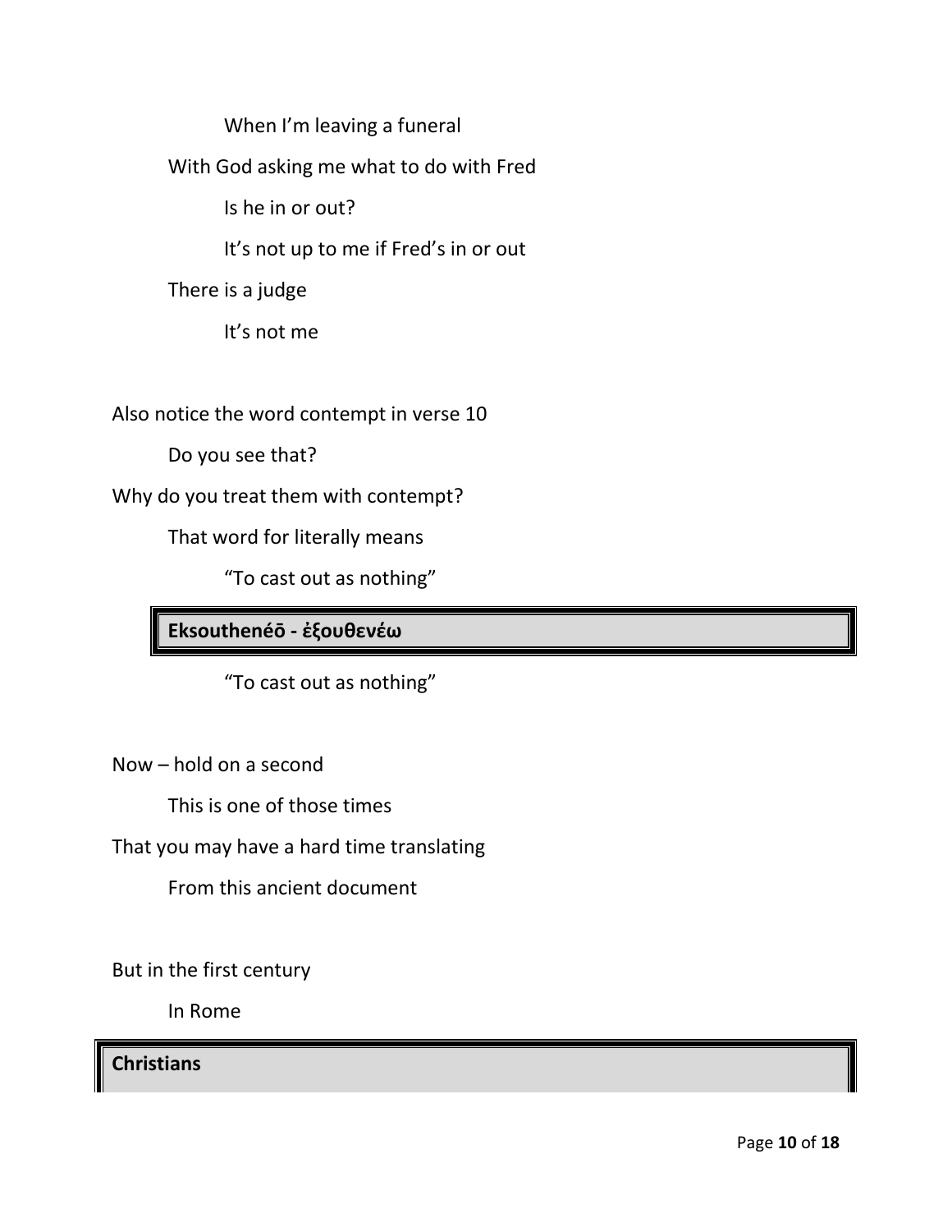When I'm leaving a funeral

With God asking me what to do with Fred

Is he in or out?

It's not up to me if Fred's in or out

There is a judge

It's not me

Also notice the word contempt in verse 10

Do you see that?

Why do you treat them with contempt?

That word for literally means

"To cast out as nothing"

**Eksouthenéō - ἐξουθενέω**

"To cast out as nothing"

Now – hold on a second

This is one of those times

That you may have a hard time translating

From this ancient document

But in the first century

In Rome

**Christians**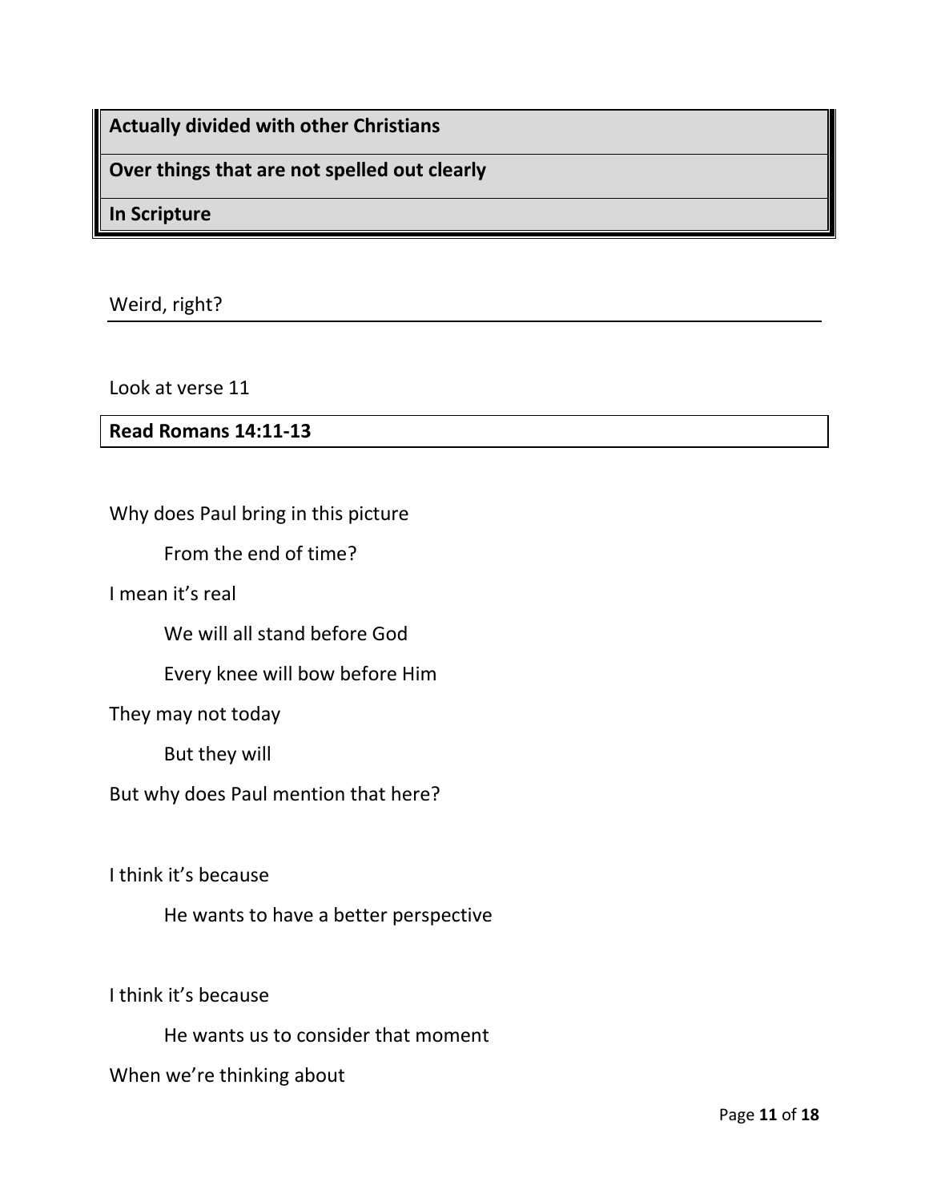**Actually divided with other Christians**

**Over things that are not spelled out clearly**

**In Scripture**

Weird, right?

Look at verse 11

**Read Romans 14:11-13**

Why does Paul bring in this picture

From the end of time?

I mean it's real

We will all stand before God

Every knee will bow before Him

They may not today

But they will

But why does Paul mention that here?

I think it's because

He wants to have a better perspective

I think it's because

He wants us to consider that moment

When we're thinking about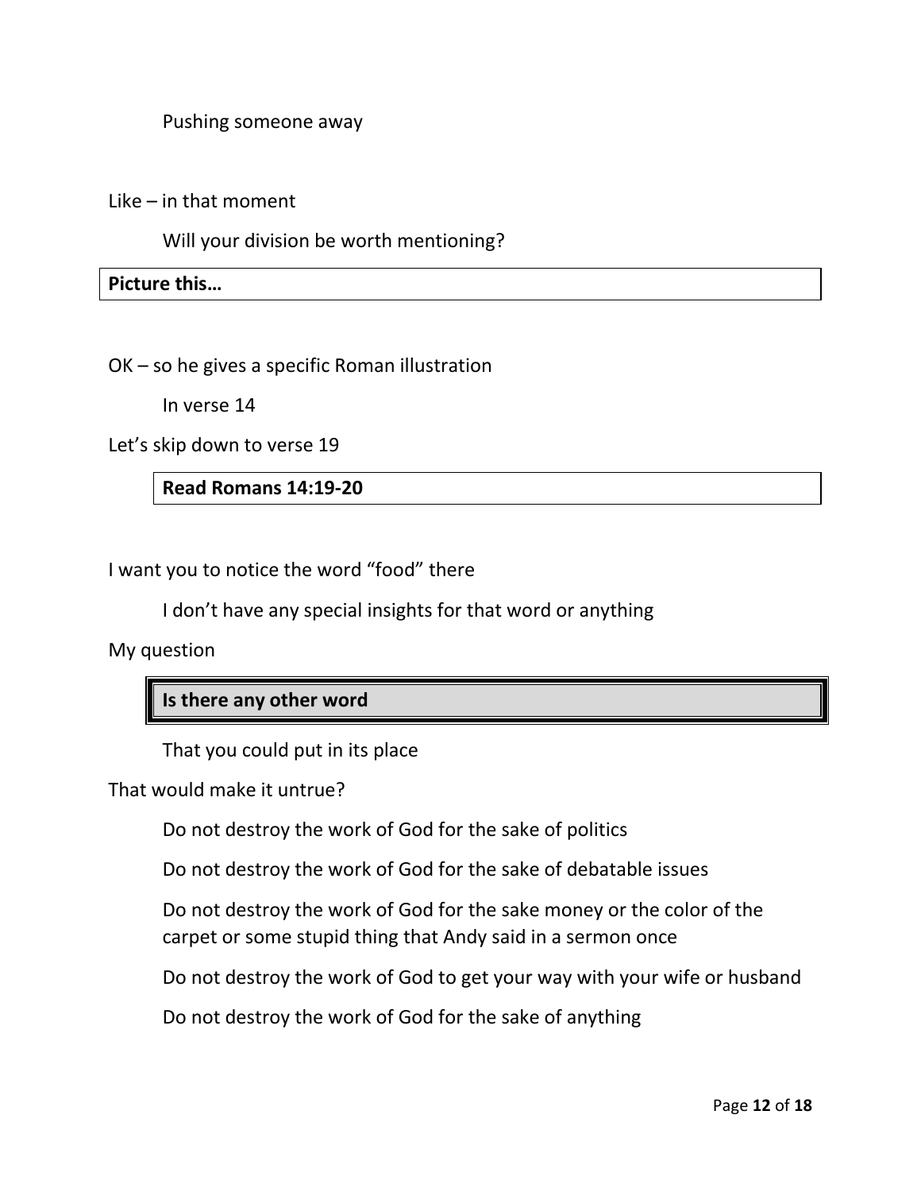Pushing someone away

Like – in that moment

Will your division be worth mentioning?

**Picture this…**

OK – so he gives a specific Roman illustration

In verse 14

Let's skip down to verse 19

**Read Romans 14:19-20**

I want you to notice the word "food" there

I don't have any special insights for that word or anything

My question

**Is there any other word**

That you could put in its place

That would make it untrue?

Do not destroy the work of God for the sake of politics

Do not destroy the work of God for the sake of debatable issues

Do not destroy the work of God for the sake money or the color of the carpet or some stupid thing that Andy said in a sermon once

Do not destroy the work of God to get your way with your wife or husband

Do not destroy the work of God for the sake of anything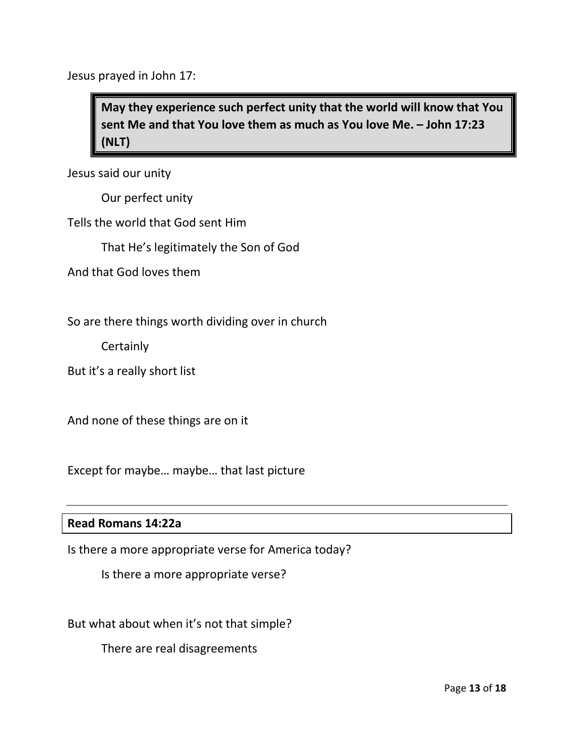Jesus prayed in John 17:

> **May they experience such perfect unity that the world will know that You sent Me and that You love them as much as You love Me. – John 17:23 (NLT)**

Jesus said our unity

    Our perfect unity

Tells the world that God sent Him

    That He's legitimately the Son of God

And that God loves them

So are there things worth dividing over in church

    Certainly

But it's a really short list

And none of these things are on it

Except for maybe… maybe… that last picture

---

**Read Romans 14:22a**

Is there a more appropriate verse for America today?

    Is there a more appropriate verse?

But what about when it's not that simple?

    There are real disagreements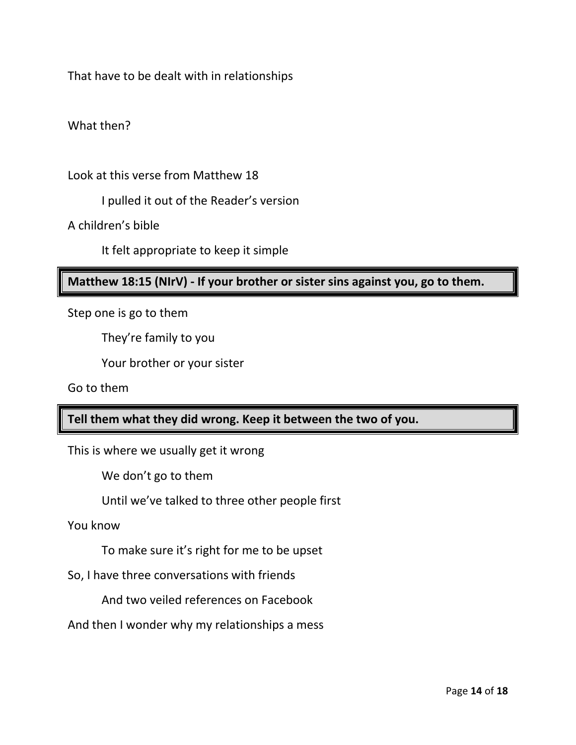That have to be dealt with in relationships

What then?

Look at this verse from Matthew 18

I pulled it out of the Reader's version

A children's bible

It felt appropriate to keep it simple

**Matthew 18:15 (NIrV) - If your brother or sister sins against you, go to them.**

Step one is go to them

They're family to you

Your brother or your sister

Go to them

**Tell them what they did wrong. Keep it between the two of you.**

This is where we usually get it wrong

We don't go to them

Until we've talked to three other people first

You know

To make sure it's right for me to be upset

So, I have three conversations with friends

And two veiled references on Facebook

And then I wonder why my relationships a mess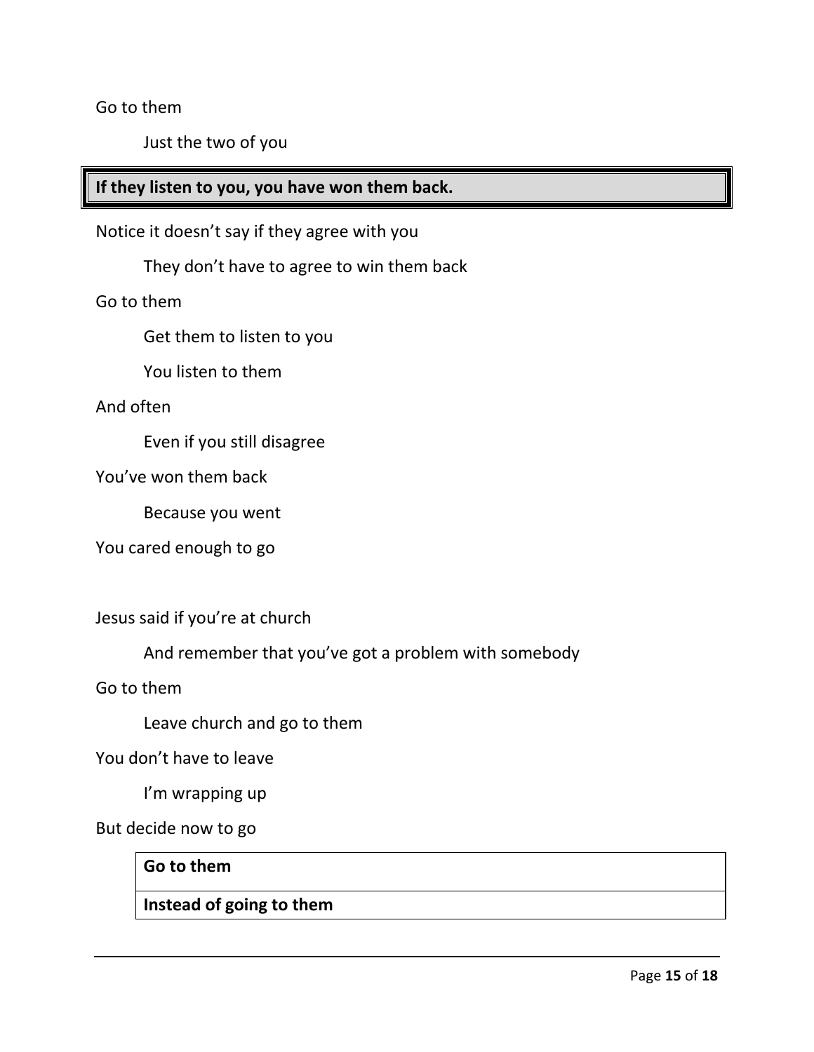Go to them

    Just the two of you

**If they listen to you, you have won them back.**

Notice it doesn't say if they agree with you

    They don't have to agree to win them back

Go to them

    Get them to listen to you

    You listen to them

And often

    Even if you still disagree

You've won them back

    Because you went

You cared enough to go

Jesus said if you're at church

    And remember that you've got a problem with somebody

Go to them

    Leave church and go to them

You don't have to leave

    I'm wrapping up

But decide now to go

| **Go to them** |
|---|
| **Instead of going to them** |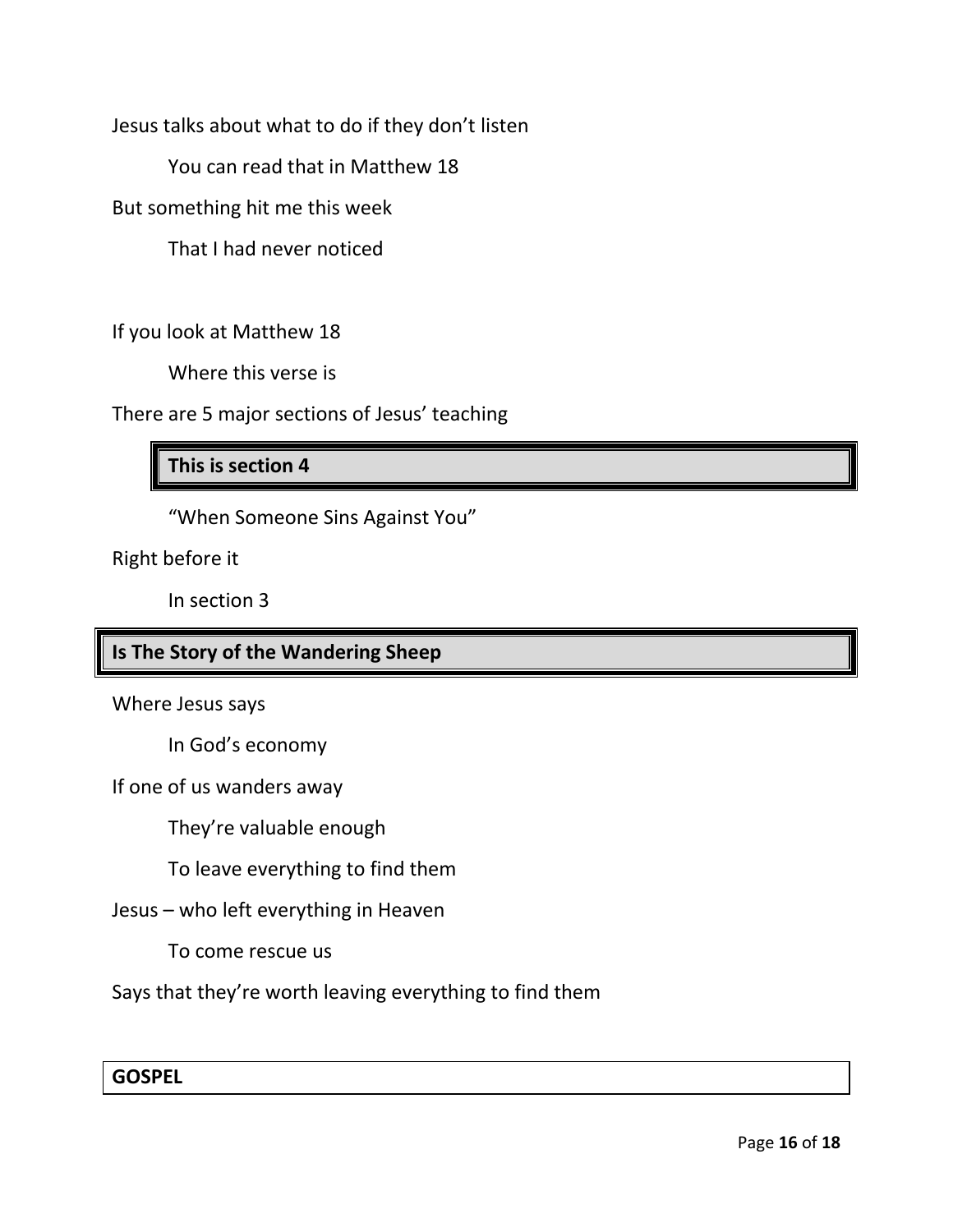Jesus talks about what to do if they don't listen

You can read that in Matthew 18

But something hit me this week

That I had never noticed

If you look at Matthew 18

Where this verse is

There are 5 major sections of Jesus' teaching

**This is section 4**

"When Someone Sins Against You"

Right before it

In section 3

**Is The Story of the Wandering Sheep**

Where Jesus says

In God's economy

If one of us wanders away

They're valuable enough

To leave everything to find them

Jesus – who left everything in Heaven

To come rescue us

Says that they're worth leaving everything to find them

**GOSPEL**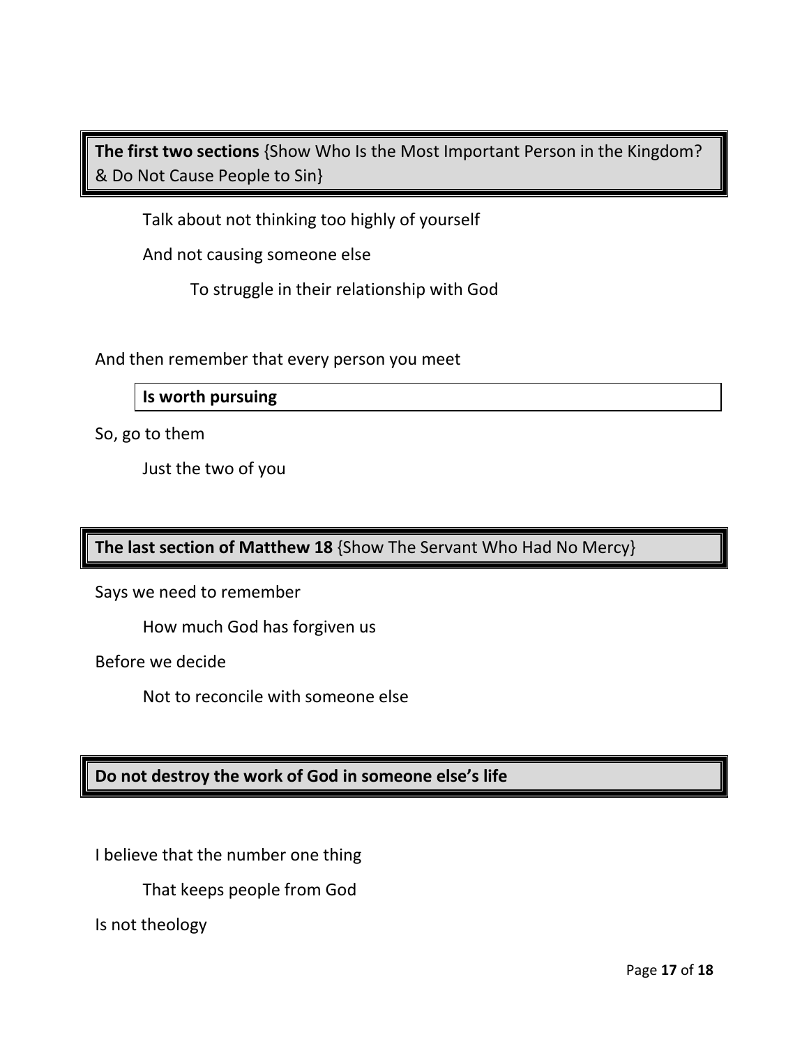**The first two sections** {Show Who Is the Most Important Person in the Kingdom? & Do Not Cause People to Sin}

Talk about not thinking too highly of yourself

And not causing someone else

To struggle in their relationship with God

And then remember that every person you meet

**Is worth pursuing**

So, go to them

Just the two of you

**The last section of Matthew 18** {Show The Servant Who Had No Mercy}

Says we need to remember

How much God has forgiven us

Before we decide

Not to reconcile with someone else

**Do not destroy the work of God in someone else's life**

I believe that the number one thing

That keeps people from God

Is not theology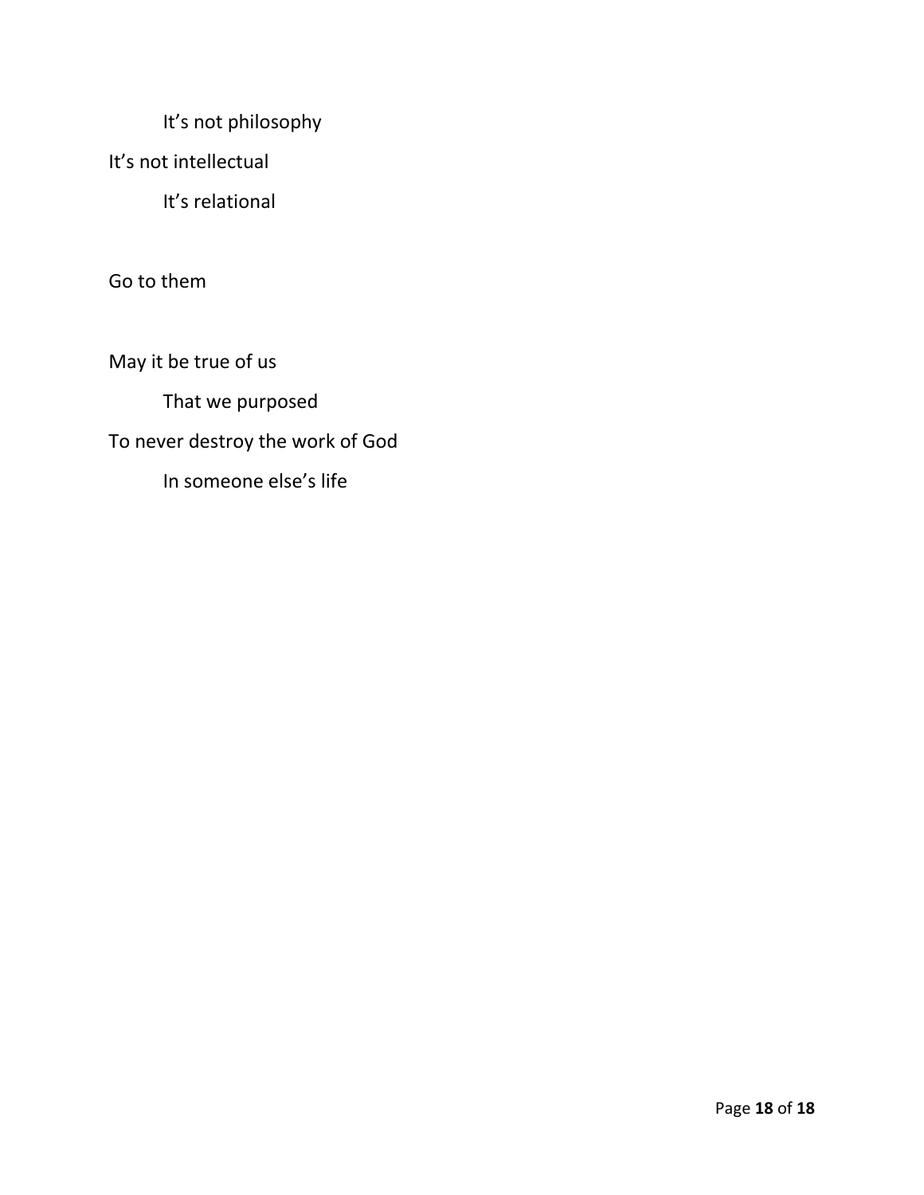It’s not philosophy

It’s not intellectual

It’s relational

Go to them

May it be true of us

That we purposed

To never destroy the work of God

In someone else’s life